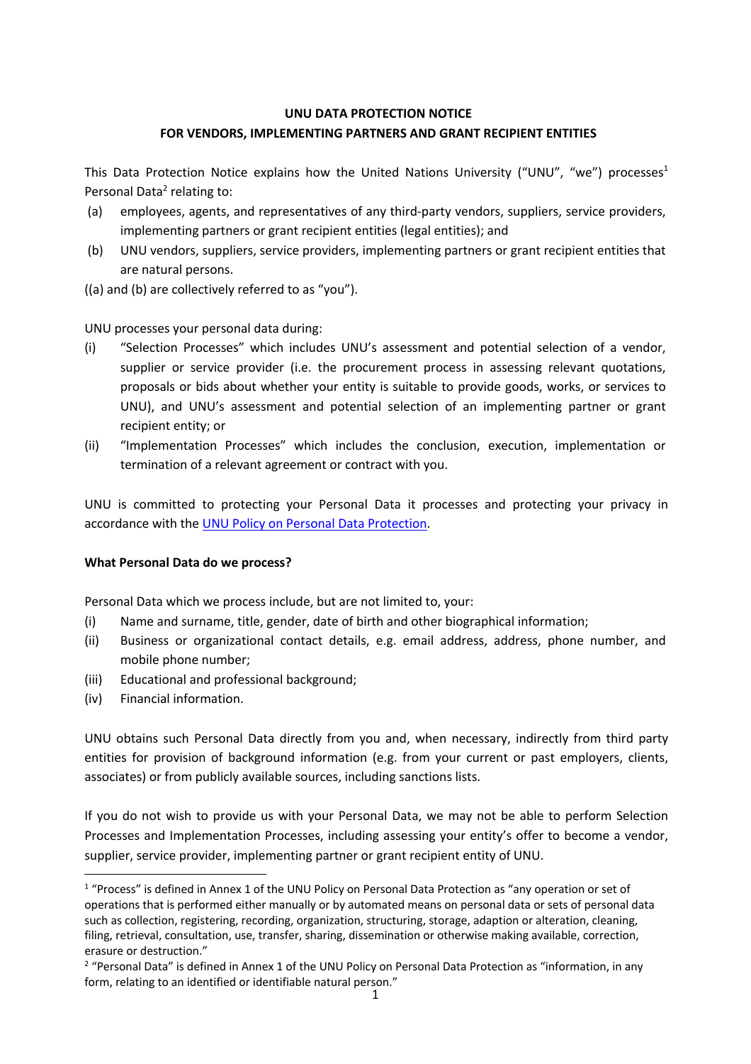**UNU DATA PROTECTION NOTICE**
**FOR VENDORS, IMPLEMENTING PARTNERS AND GRANT RECIPIENT ENTITIES**

This Data Protection Notice explains how the United Nations University ("UNU", "we") processes[1] Personal Data[2] relating to:

(a) employees, agents, and representatives of any third-party vendors, suppliers, service providers, implementing partners or grant recipient entities (legal entities); and

(b) UNU vendors, suppliers, service providers, implementing partners or grant recipient entities that are natural persons.

((a) and (b) are collectively referred to as "you").

UNU processes your personal data during:

(i) "Selection Processes" which includes UNU's assessment and potential selection of a vendor, supplier or service provider (i.e. the procurement process in assessing relevant quotations, proposals or bids about whether your entity is suitable to provide goods, works, or services to UNU), and UNU's assessment and potential selection of an implementing partner or grant recipient entity; or

(ii) "Implementation Processes" which includes the conclusion, execution, implementation or termination of a relevant agreement or contract with you.

UNU is committed to protecting your Personal Data it processes and protecting your privacy in accordance with the UNU Policy on Personal Data Protection.

**What Personal Data do we process?**

Personal Data which we process include, but are not limited to, your:

(i) Name and surname, title, gender, date of birth and other biographical information;

(ii) Business or organizational contact details, e.g. email address, address, phone number, and mobile phone number;

(iii) Educational and professional background;

(iv) Financial information.

UNU obtains such Personal Data directly from you and, when necessary, indirectly from third party entities for provision of background information (e.g. from your current or past employers, clients, associates) or from publicly available sources, including sanctions lists.

If you do not wish to provide us with your Personal Data, we may not be able to perform Selection Processes and Implementation Processes, including assessing your entity's offer to become a vendor, supplier, service provider, implementing partner or grant recipient entity of UNU.

---

[1] "Process" is defined in Annex 1 of the UNU Policy on Personal Data Protection as "any operation or set of operations that is performed either manually or by automated means on personal data or sets of personal data such as collection, registering, recording, organization, structuring, storage, adaption or alteration, cleaning, filing, retrieval, consultation, use, transfer, sharing, dissemination or otherwise making available, correction, erasure or destruction."

[2] "Personal Data" is defined in Annex 1 of the UNU Policy on Personal Data Protection as "information, in any form, relating to an identified or identifiable natural person."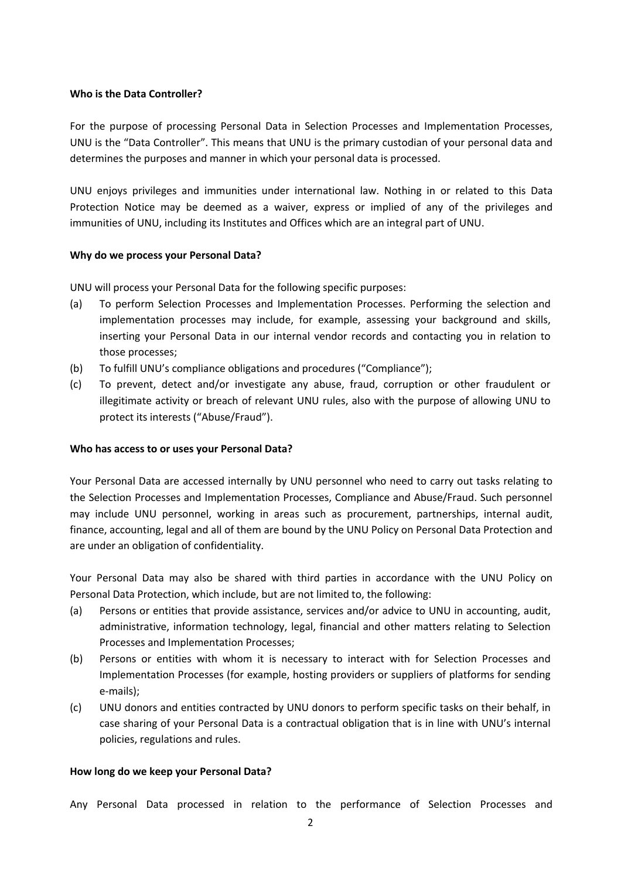**Who is the Data Controller?**

For the purpose of processing Personal Data in Selection Processes and Implementation Processes, UNU is the "Data Controller". This means that UNU is the primary custodian of your personal data and determines the purposes and manner in which your personal data is processed.

UNU enjoys privileges and immunities under international law. Nothing in or related to this Data Protection Notice may be deemed as a waiver, express or implied of any of the privileges and immunities of UNU, including its Institutes and Offices which are an integral part of UNU.

**Why do we process your Personal Data?**

UNU will process your Personal Data for the following specific purposes:

(a) To perform Selection Processes and Implementation Processes. Performing the selection and implementation processes may include, for example, assessing your background and skills, inserting your Personal Data in our internal vendor records and contacting you in relation to those processes;

(b) To fulfill UNU's compliance obligations and procedures ("Compliance");

(c) To prevent, detect and/or investigate any abuse, fraud, corruption or other fraudulent or illegitimate activity or breach of relevant UNU rules, also with the purpose of allowing UNU to protect its interests ("Abuse/Fraud").

**Who has access to or uses your Personal Data?**

Your Personal Data are accessed internally by UNU personnel who need to carry out tasks relating to the Selection Processes and Implementation Processes, Compliance and Abuse/Fraud. Such personnel may include UNU personnel, working in areas such as procurement, partnerships, internal audit, finance, accounting, legal and all of them are bound by the UNU Policy on Personal Data Protection and are under an obligation of confidentiality.

Your Personal Data may also be shared with third parties in accordance with the UNU Policy on Personal Data Protection, which include, but are not limited to, the following:

(a) Persons or entities that provide assistance, services and/or advice to UNU in accounting, audit, administrative, information technology, legal, financial and other matters relating to Selection Processes and Implementation Processes;

(b) Persons or entities with whom it is necessary to interact with for Selection Processes and Implementation Processes (for example, hosting providers or suppliers of platforms for sending e-mails);

(c) UNU donors and entities contracted by UNU donors to perform specific tasks on their behalf, in case sharing of your Personal Data is a contractual obligation that is in line with UNU's internal policies, regulations and rules.

**How long do we keep your Personal Data?**

Any Personal Data processed in relation to the performance of Selection Processes and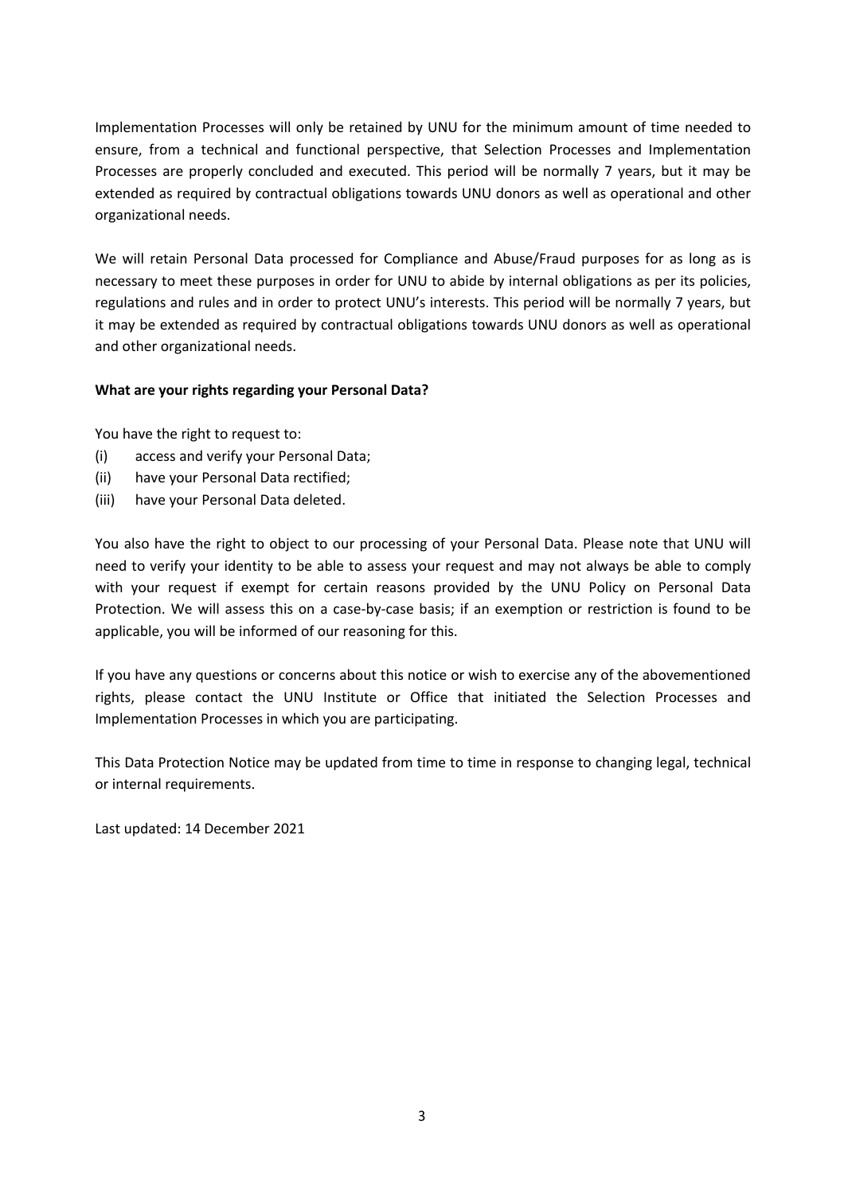Implementation Processes will only be retained by UNU for the minimum amount of time needed to ensure, from a technical and functional perspective, that Selection Processes and Implementation Processes are properly concluded and executed. This period will be normally 7 years, but it may be extended as required by contractual obligations towards UNU donors as well as operational and other organizational needs.

We will retain Personal Data processed for Compliance and Abuse/Fraud purposes for as long as is necessary to meet these purposes in order for UNU to abide by internal obligations as per its policies, regulations and rules and in order to protect UNU's interests. This period will be normally 7 years, but it may be extended as required by contractual obligations towards UNU donors as well as operational and other organizational needs.

**What are your rights regarding your Personal Data?**

You have the right to request to:

(i) access and verify your Personal Data;
(ii) have your Personal Data rectified;
(iii) have your Personal Data deleted.

You also have the right to object to our processing of your Personal Data. Please note that UNU will need to verify your identity to be able to assess your request and may not always be able to comply with your request if exempt for certain reasons provided by the UNU Policy on Personal Data Protection. We will assess this on a case-by-case basis; if an exemption or restriction is found to be applicable, you will be informed of our reasoning for this.

If you have any questions or concerns about this notice or wish to exercise any of the abovementioned rights, please contact the UNU Institute or Office that initiated the Selection Processes and Implementation Processes in which you are participating.

This Data Protection Notice may be updated from time to time in response to changing legal, technical or internal requirements.

Last updated: 14 December 2021